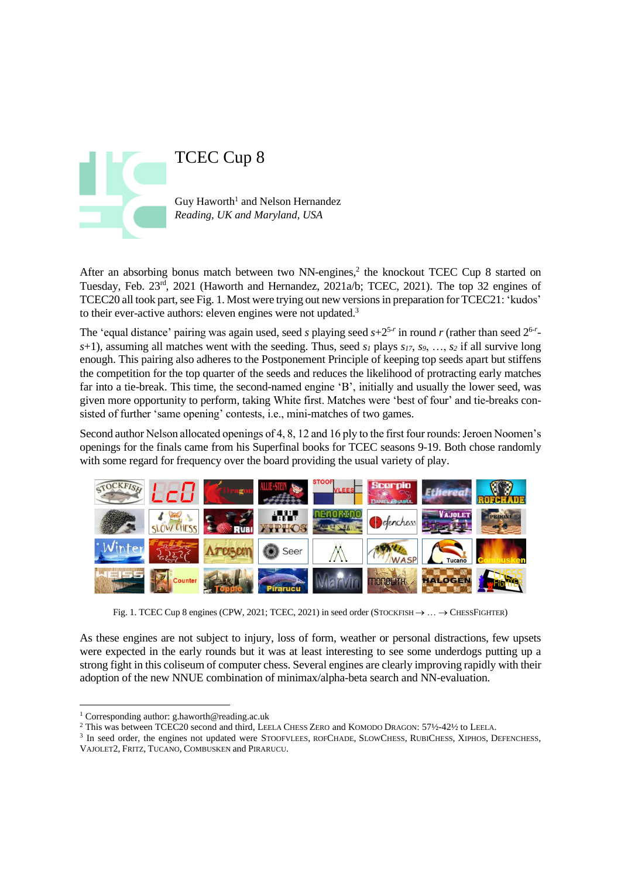# TCEC Cup 8

Guy Haworth[1] and Nelson Hernandez
*Reading, UK and Maryland, USA*

After an absorbing bonus match between two NN-engines,[2] the knockout TCEC Cup 8 started on Tuesday, Feb. 23rd, 2021 (Haworth and Hernandez, 2021a/b; TCEC, 2021). The top 32 engines of TCEC20 all took part, see Fig. 1. Most were trying out new versions in preparation for TCEC21: 'kudos' to their ever-active authors: eleven engines were not updated.[3]

The 'equal distance' pairing was again used, seed $s$ playing seed $s$+$2^{5\text{-}r}$ in round $r$ (rather than seed $2^{6\text{-}r}$-$s$+1), assuming all matches went with the seeding. Thus, seed $s_1$ plays $s_{17}$, $s_9$, …, $s_2$ if all survive long enough. This pairing also adheres to the Postponement Principle of keeping top seeds apart but stiffens the competition for the top quarter of the seeds and reduces the likelihood of protracting early matches far into a tie-break. This time, the second-named engine 'B', initially and usually the lower seed, was given more opportunity to perform, taking White first. Matches were 'best of four' and tie-breaks consisted of further 'same opening' contests, i.e., mini-matches of two games.

Second author Nelson allocated openings of 4, 8, 12 and 16 ply to the first four rounds: Jeroen Noomen's openings for the finals came from his Superfinal books for TCEC seasons 9-19. Both chose randomly with some regard for frequency over the board providing the usual variety of play.

Fig. 1. TCEC Cup 8 engines (CPW, 2021; TCEC, 2021) in seed order (STOCKFISH → … → CHESSFIGHTER)

As these engines are not subject to injury, loss of form, weather or personal distractions, few upsets were expected in the early rounds but it was at least interesting to see some underdogs putting up a strong fight in this coliseum of computer chess. Several engines are clearly improving rapidly with their adoption of the new NNUE combination of minimax/alpha-beta search and NN-evaluation.

---

[1] Corresponding author: g.haworth@reading.ac.uk

[2] This was between TCEC20 second and third, LEELA CHESS ZERO and KOMODO DRAGON: 57½-42½ to LEELA.

[3] In seed order, the engines not updated were STOOFVLEES, ROFCHADE, SLOWCHESS, RUBICHESS, XIPHOS, DEFENCHESS, VAJOLET2, FRITZ, TUCANO, COMBUSKEN and PIRARUCU.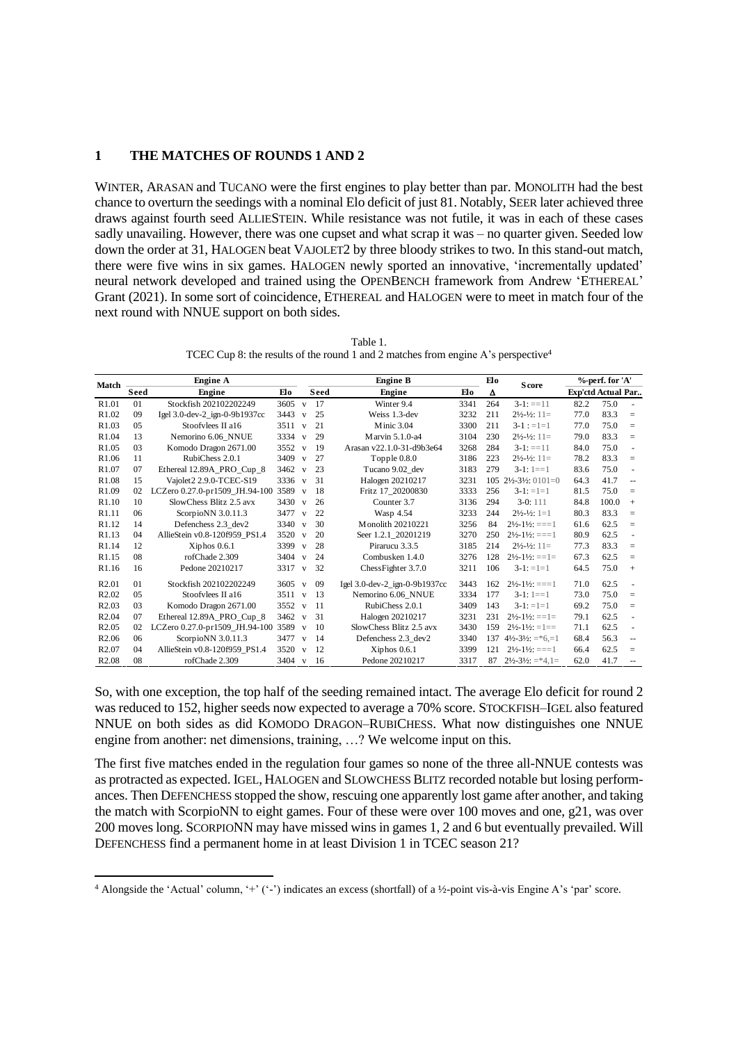## 1 THE MATCHES OF ROUNDS 1 AND 2

WINTER, ARASAN and TUCANO were the first engines to play better than par. MONOLITH had the best chance to overturn the seedings with a nominal Elo deficit of just 81. Notably, SEER later achieved three draws against fourth seed ALLIESTEIN. While resistance was not futile, it was in each of these cases sadly unavailing. However, there was one cupset and what scrap it was – no quarter given. Seeded low down the order at 31, HALOGEN beat VAJOLET2 by three bloody strikes to two. In this stand-out match, there were five wins in six games. HALOGEN newly sported an innovative, 'incrementally updated' neural network developed and trained using the OPENBENCH framework from Andrew 'ETHEREAL' Grant (2021). In some sort of coincidence, ETHEREAL and HALOGEN were to meet in match four of the next round with NNUE support on both sides.

Table 1.
TCEC Cup 8: the results of the round 1 and 2 matches from engine A's perspective[4]

| Match | Engine A | | | | Engine B | | | Elo | Score | %-perf. for 'A' | | |
|---|---|---|---|---|---|---|---|---|---|---|---|---|
| | Seed | Engine | Elo | Seed | Engine | Elo | | Δ | | Exp'ctd | Actual | Par.. |
| R1.01 | 01 | Stockfish 202102202249 | 3605 v | 17 | Winter 9.4 | 3341 | | 264 | 3-1: ==11 | 82.2 | 75.0 | - |
| R1.02 | 09 | Igel 3.0-dev-2_ign-0-9b1937cc | 3443 v | 25 | Weiss 1.3-dev | 3232 | | 211 | 2½-½: 11= | 77.0 | 83.3 | = |
| R1.03 | 05 | Stoofvlees II a16 | 3511 v | 21 | Minic 3.04 | 3300 | | 211 | 3-1 : =1=1 | 77.0 | 75.0 | = |
| R1.04 | 13 | Nemorino 6.06_NNUE | 3334 v | 29 | Marvin 5.1.0-a4 | 3104 | | 230 | 2½-½: 11= | 79.0 | 83.3 | = |
| R1.05 | 03 | Komodo Dragon 2671.00 | 3552 v | 19 | Arasan v22.1.0-31-d9b3e64 | 3268 | | 284 | 3-1: ==11 | 84.0 | 75.0 | - |
| R1.06 | 11 | RubiChess 2.0.1 | 3409 v | 27 | Topple 0.8.0 | 3186 | | 223 | 2½-½: 11= | 78.2 | 83.3 | = |
| R1.07 | 07 | Ethereal 12.89A_PRO_Cup_8 | 3462 v | 23 | Tucano 9.02_dev | 3183 | | 279 | 3-1: 1==1 | 83.6 | 75.0 | - |
| R1.08 | 15 | Vajolet2 2.9.0-TCEC-S19 | 3336 v | 31 | Halogen 20210217 | 3231 | | 105 | 2½-3½: 0101=0 | 64.3 | 41.7 | -- |
| R1.09 | 02 | LCZero 0.27.0-pr1509_JH.94-100 | 3589 v | 18 | Fritz 17_20200830 | 3333 | | 256 | 3-1: =1=1 | 81.5 | 75.0 | = |
| R1.10 | 10 | SlowChess Blitz 2.5 avx | 3430 v | 26 | Counter 3.7 | 3136 | | 294 | 3-0: 111 | 84.8 | 100.0 | + |
| R1.11 | 06 | ScorpioNN 3.0.11.3 | 3477 v | 22 | Wasp 4.54 | 3233 | | 244 | 2½-½: 1=1 | 80.3 | 83.3 | = |
| R1.12 | 14 | Defenchess 2.3_dev2 | 3340 v | 30 | Monolith 20210221 | 3256 | | 84 | 2½-1½: ===1 | 61.6 | 62.5 | = |
| R1.13 | 04 | AllieStein v0.8-120f959_PS1.4 | 3520 v | 20 | Seer 1.2.1_20201219 | 3270 | | 250 | 2½-1½: ===1 | 80.9 | 62.5 | - |
| R1.14 | 12 | Xiphos 0.6.1 | 3399 v | 28 | Pirarucu 3.3.5 | 3185 | | 214 | 2½-½: 11= | 77.3 | 83.3 | = |
| R1.15 | 08 | rofChade 2.309 | 3404 v | 24 | Combusken 1.4.0 | 3276 | | 128 | 2½-1½: ==1= | 67.3 | 62.5 | = |
| R1.16 | 16 | Pedone 20210217 | 3317 v | 32 | ChessFighter 3.7.0 | 3211 | | 106 | 3-1: =1=1 | 64.5 | 75.0 | + |
| R2.01 | 01 | Stockfish 202102202249 | 3605 v | 09 | Igel 3.0-dev-2_ign-0-9b1937cc | 3443 | | 162 | 2½-1½: ===1 | 71.0 | 62.5 | - |
| R2.02 | 05 | Stoofvlees II a16 | 3511 v | 13 | Nemorino 6.06_NNUE | 3334 | | 177 | 3-1: 1==1 | 73.0 | 75.0 | = |
| R2.03 | 03 | Komodo Dragon 2671.00 | 3552 v | 11 | RubiChess 2.0.1 | 3409 | | 143 | 3-1: =1=1 | 69.2 | 75.0 | = |
| R2.04 | 07 | Ethereal 12.89A_PRO_Cup_8 | 3462 v | 31 | Halogen 20210217 | 3231 | | 231 | 2½-1½: ==1= | 79.1 | 62.5 | - |
| R2.05 | 02 | LCZero 0.27.0-pr1509_JH.94-100 | 3589 v | 10 | SlowChess Blitz 2.5 avx | 3430 | | 159 | 2½-1½: =1== | 71.1 | 62.5 | - |
| R2.06 | 06 | ScorpioNN 3.0.11.3 | 3477 v | 14 | Defenchess 2.3_dev2 | 3340 | | 137 | 4½-3½: =*6,=1 | 68.4 | 56.3 | -- |
| R2.07 | 04 | AllieStein v0.8-120f959_PS1.4 | 3520 v | 12 | Xiphos 0.6.1 | 3399 | | 121 | 2½-1½: ===1 | 66.4 | 62.5 | = |
| R2.08 | 08 | rofChade 2.309 | 3404 v | 16 | Pedone 20210217 | 3317 | | 87 | 2½-3½: =*4,1= | 62.0 | 41.7 | -- |

So, with one exception, the top half of the seeding remained intact. The average Elo deficit for round 2 was reduced to 152, higher seeds now expected to average a 70% score. STOCKFISH–IGEL also featured NNUE on both sides as did KOMODO DRAGON–RUBICHESS. What now distinguishes one NNUE engine from another: net dimensions, training, …? We welcome input on this.

The first five matches ended in the regulation four games so none of the three all-NNUE contests was as protracted as expected. IGEL, HALOGEN and SLOWCHESS BLITZ recorded notable but losing performances. Then DEFENCHESS stopped the show, rescuing one apparently lost game after another, and taking the match with ScorpioNN to eight games. Four of these were over 100 moves and one, g21, was over 200 moves long. SCORPIONN may have missed wins in games 1, 2 and 6 but eventually prevailed. Will DEFENCHESS find a permanent home in at least Division 1 in TCEC season 21?

[4] Alongside the 'Actual' column, '+' ('-') indicates an excess (shortfall) of a ½-point vis-à-vis Engine A's 'par' score.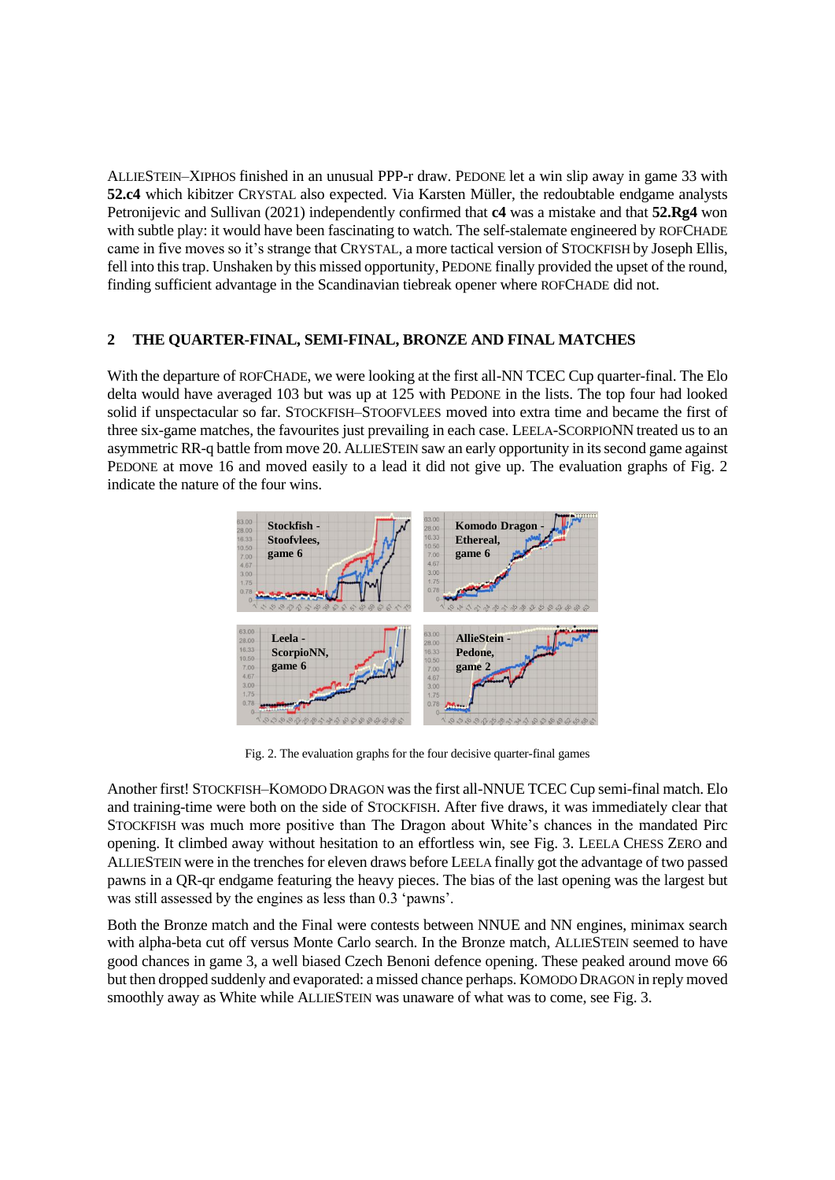ALLIESTEIN–XIPHOS finished in an unusual PPP-r draw. PEDONE let a win slip away in game 33 with **52.c4** which kibitzer CRYSTAL also expected. Via Karsten Müller, the redoubtable endgame analysts Petronijevic and Sullivan (2021) independently confirmed that **c4** was a mistake and that **52.Rg4** won with subtle play: it would have been fascinating to watch. The self-stalemate engineered by ROFCHADE came in five moves so it's strange that CRYSTAL, a more tactical version of STOCKFISH by Joseph Ellis, fell into this trap. Unshaken by this missed opportunity, PEDONE finally provided the upset of the round, finding sufficient advantage in the Scandinavian tiebreak opener where ROFCHADE did not.

## 2 THE QUARTER-FINAL, SEMI-FINAL, BRONZE AND FINAL MATCHES

With the departure of ROFCHADE, we were looking at the first all-NN TCEC Cup quarter-final. The Elo delta would have averaged 103 but was up at 125 with PEDONE in the lists. The top four had looked solid if unspectacular so far. STOCKFISH–STOOFVLEES moved into extra time and became the first of three six-game matches, the favourites just prevailing in each case. LEELA-SCORPIONN treated us to an asymmetric RR-q battle from move 20. ALLIESTEIN saw an early opportunity in its second game against PEDONE at move 16 and moved easily to a lead it did not give up. The evaluation graphs of Fig. 2 indicate the nature of the four wins.

Fig. 2. The evaluation graphs for the four decisive quarter-final games

Another first! STOCKFISH–KOMODO DRAGON was the first all-NNUE TCEC Cup semi-final match. Elo and training-time were both on the side of STOCKFISH. After five draws, it was immediately clear that STOCKFISH was much more positive than The Dragon about White's chances in the mandated Pirc opening. It climbed away without hesitation to an effortless win, see Fig. 3. LEELA CHESS ZERO and ALLIESTEIN were in the trenches for eleven draws before LEELA finally got the advantage of two passed pawns in a QR-qr endgame featuring the heavy pieces. The bias of the last opening was the largest but was still assessed by the engines as less than 0.3 'pawns'.

Both the Bronze match and the Final were contests between NNUE and NN engines, minimax search with alpha-beta cut off versus Monte Carlo search. In the Bronze match, ALLIESTEIN seemed to have good chances in game 3, a well biased Czech Benoni defence opening. These peaked around move 66 but then dropped suddenly and evaporated: a missed chance perhaps. KOMODO DRAGON in reply moved smoothly away as White while ALLIESTEIN was unaware of what was to come, see Fig. 3.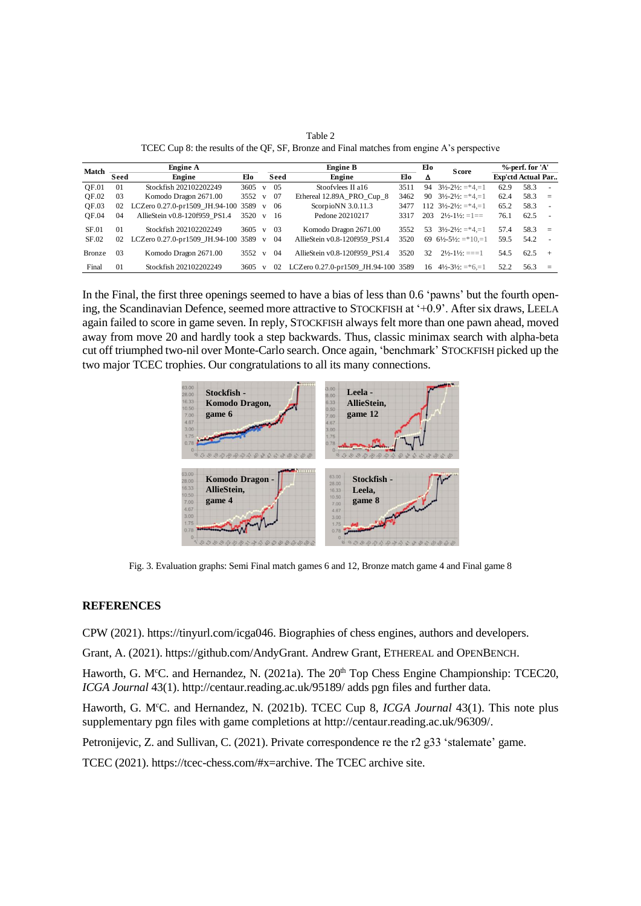Table 2
TCEC Cup 8: the results of the QF, SF, Bronze and Final matches from engine A's perspective

| Match | Engine A | | | | Engine B | | | Elo | Score | %-perf. for 'A' | | |
|---|---|---|---|---|---|---|---|---|---|---|---|---|
| | Seed | Engine | Elo | | Seed | Engine | Elo | Δ | | Exp'ctd | Actual | Par.. |
| QF.01 | 01 | Stockfish 202102202249 | 3605 | v | 05 | Stoofvlees II a16 | 3511 | 94 | 3½-2½: =*4,=1 | 62.9 | 58.3 | - |
| QF.02 | 03 | Komodo Dragon 2671.00 | 3552 | v | 07 | Ethereal 12.89A_PRO_Cup_8 | 3462 | 90 | 3½-2½: =*4,=1 | 62.4 | 58.3 | = |
| QF.03 | 02 | LCZero 0.27.0-pr1509_JH.94-100 | 3589 | v | 06 | ScorpioNN 3.0.11.3 | 3477 | 112 | 3½-2½: =*4,=1 | 65.2 | 58.3 | - |
| QF.04 | 04 | AllieStein v0.8-120f959_PS1.4 | 3520 | v | 16 | Pedone 20210217 | 3317 | 203 | 2½-1½: =1== | 76.1 | 62.5 | - |
| SF.01 | 01 | Stockfish 202102202249 | 3605 | v | 03 | Komodo Dragon 2671.00 | 3552 | 53 | 3½-2½: =*4,=1 | 57.4 | 58.3 | = |
| SF.02 | 02 | LCZero 0.27.0-pr1509_JH.94-100 | 3589 | v | 04 | AllieStein v0.8-120f959_PS1.4 | 3520 | 69 | 6½-5½: =*10,=1 | 59.5 | 54.2 | - |
| Bronze | 03 | Komodo Dragon 2671.00 | 3552 | v | 04 | AllieStein v0.8-120f959_PS1.4 | 3520 | 32 | 2½-1½: ===1 | 54.5 | 62.5 | + |
| Final | 01 | Stockfish 202102202249 | 3605 | v | 02 | LCZero 0.27.0-pr1509_JH.94-100 | 3589 | 16 | 4½-3½: =*6,=1 | 52.2 | 56.3 | = |

In the Final, the first three openings seemed to have a bias of less than 0.6 'pawns' but the fourth opening, the Scandinavian Defence, seemed more attractive to STOCKFISH at '+0.9'. After six draws, LEELA again failed to score in game seven. In reply, STOCKFISH always felt more than one pawn ahead, moved away from move 20 and hardly took a step backwards. Thus, classic minimax search with alpha-beta cut off triumphed two-nil over Monte-Carlo search. Once again, 'benchmark' STOCKFISH picked up the two major TCEC trophies. Our congratulations to all its many connections.

Stockfish - Komodo Dragon, game 6

Leela - AllieStein, game 12

Komodo Dragon - AllieStein, game 4

Stockfish - Leela, game 8

Fig. 3. Evaluation graphs: Semi Final match games 6 and 12, Bronze match game 4 and Final game 8

## REFERENCES

CPW (2021). https://tinyurl.com/icga046. Biographies of chess engines, authors and developers.

Grant, A. (2021). https://github.com/AndyGrant. Andrew Grant, ETHEREAL and OPENBENCH.

Haworth, G. McC. and Hernandez, N. (2021a). The 20th Top Chess Engine Championship: TCEC20, *ICGA Journal* 43(1). http://centaur.reading.ac.uk/95189/ adds pgn files and further data.

Haworth, G. McC. and Hernandez, N. (2021b). TCEC Cup 8, *ICGA Journal* 43(1). This note plus supplementary pgn files with game completions at http://centaur.reading.ac.uk/96309/.

Petronijevic, Z. and Sullivan, C. (2021). Private correspondence re the r2 g33 'stalemate' game.

TCEC (2021). https://tcec-chess.com/#x=archive. The TCEC archive site.